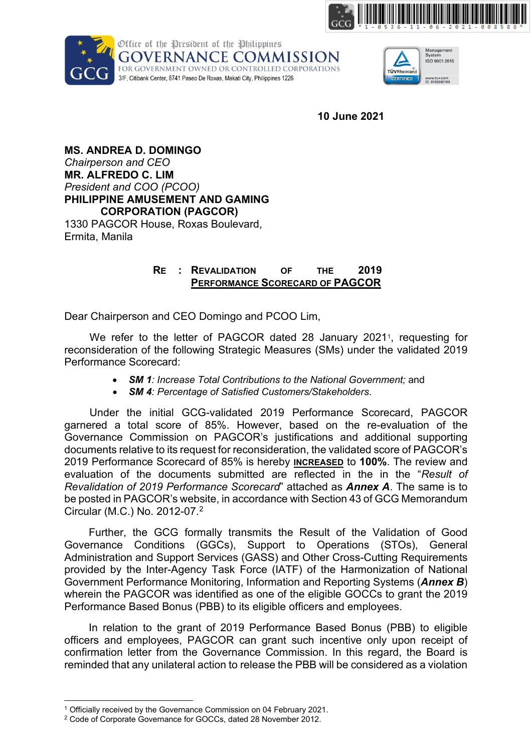Office of the President of the Philippines
**GOVERNANCE COMMISSION**
FOR GOVERNMENT OWNED OR CONTROLLED CORPORATIONS
3/F, Citibank Center, 8741 Paseo De Roxas, Makati City, Philippines 1226

**10 June 2021**

**MS. ANDREA D. DOMINGO**
*Chairperson and CEO*
**MR. ALFREDO C. LIM**
*President and COO (PCOO)*
**PHILIPPINE AMUSEMENT AND GAMING CORPORATION (PAGCOR)**
1330 PAGCOR House, Roxas Boulevard,
Ermita, Manila

**RE : REVALIDATION OF THE 2019 PERFORMANCE SCORECARD OF PAGCOR**

Dear Chairperson and CEO Domingo and PCOO Lim,

We refer to the letter of PAGCOR dated 28 January 2021[1], requesting for reconsideration of the following Strategic Measures (SMs) under the validated 2019 Performance Scorecard:

- ***SM 1****: Increase Total Contributions to the National Government;* and
- ***SM 4****: Percentage of Satisfied Customers/Stakeholders*.

Under the initial GCG-validated 2019 Performance Scorecard, PAGCOR garnered a total score of 85%. However, based on the re-evaluation of the Governance Commission on PAGCOR's justifications and additional supporting documents relative to its request for reconsideration, the validated score of PAGCOR's 2019 Performance Scorecard of 85% is hereby **INCREASED** to **100%**. The review and evaluation of the documents submitted are reflected in the in the "*Result of Revalidation of 2019 Performance Scorecard*" attached as ***Annex A***. The same is to be posted in PAGCOR's website, in accordance with Section 43 of GCG Memorandum Circular (M.C.) No. 2012-07.[2]

Further, the GCG formally transmits the Result of the Validation of Good Governance Conditions (GGCs), Support to Operations (STOs), General Administration and Support Services (GASS) and Other Cross-Cutting Requirements provided by the Inter-Agency Task Force (IATF) of the Harmonization of National Government Performance Monitoring, Information and Reporting Systems (***Annex B***) wherein the PAGCOR was identified as one of the eligible GOCCs to grant the 2019 Performance Based Bonus (PBB) to its eligible officers and employees.

In relation to the grant of 2019 Performance Based Bonus (PBB) to eligible officers and employees, PAGCOR can grant such incentive only upon receipt of confirmation letter from the Governance Commission. In this regard, the Board is reminded that any unilateral action to release the PBB will be considered as a violation

---

[1] Officially received by the Governance Commission on 04 February 2021.
[2] Code of Corporate Governance for GOCCs, dated 28 November 2012.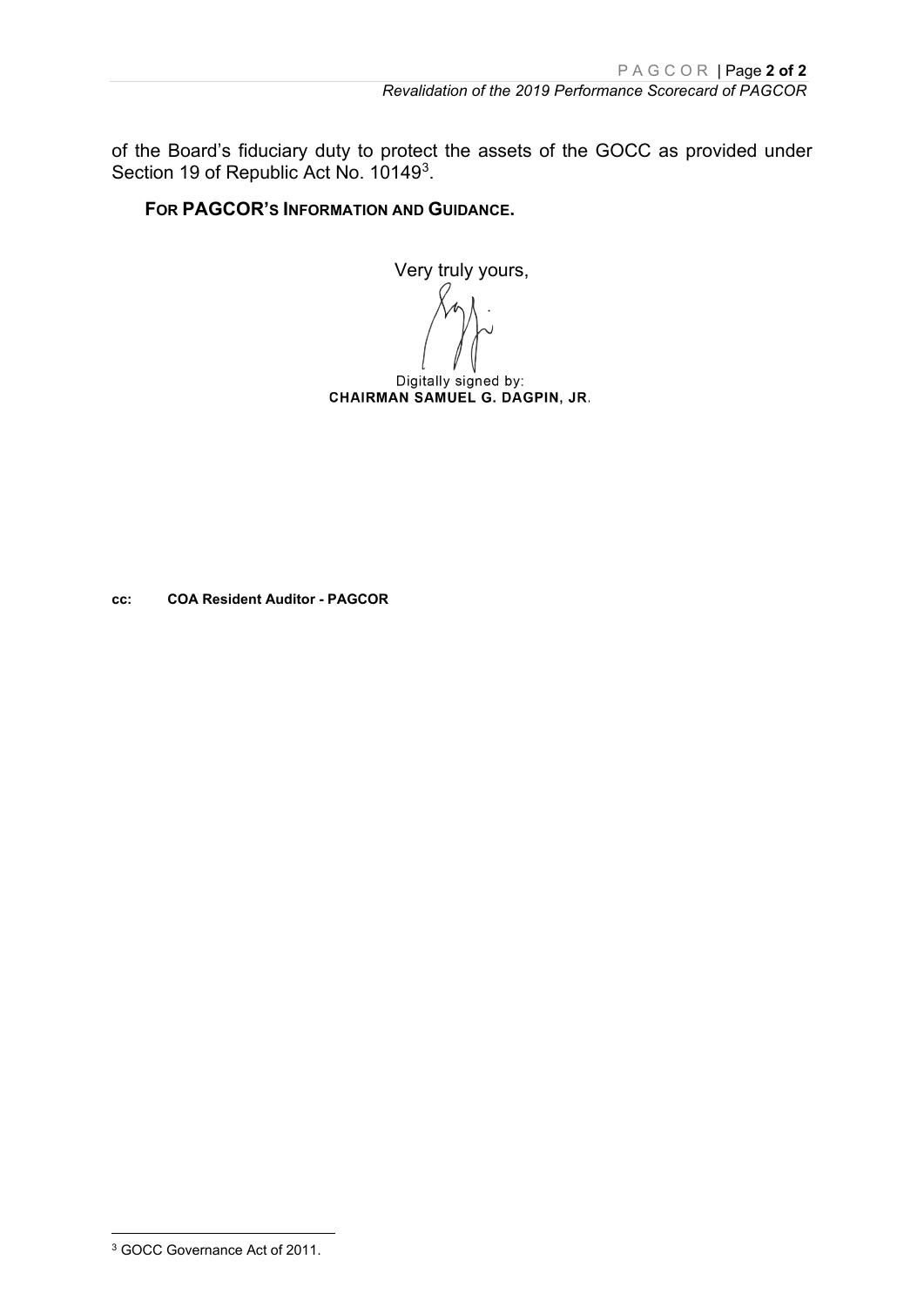of the Board's fiduciary duty to protect the assets of the GOCC as provided under Section 19 of Republic Act No. 10149[3].

**FOR PAGCOR'S INFORMATION AND GUIDANCE.**

Very truly yours,

Digitally signed by:
**CHAIRMAN SAMUEL G. DAGPIN, JR.**

**cc: COA Resident Auditor - PAGCOR**

[3] GOCC Governance Act of 2011.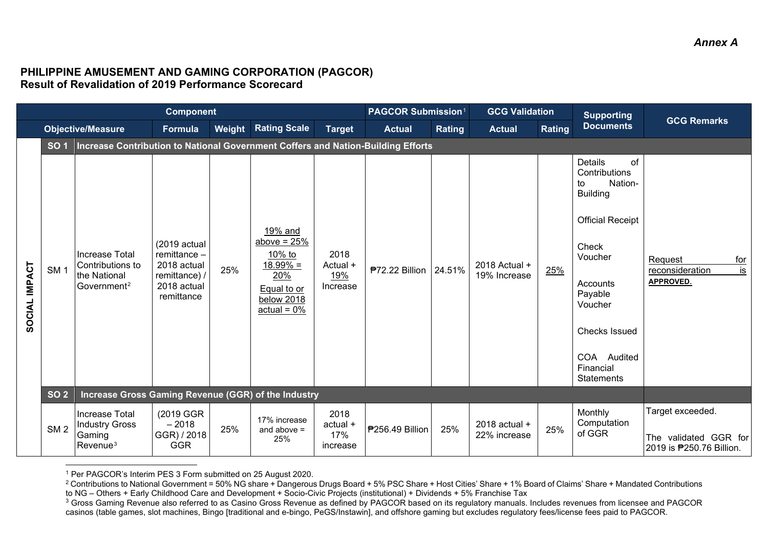*Annex A*

**PHILIPPINE AMUSEMENT AND GAMING CORPORATION (PAGCOR)**
**Result of Revalidation of 2019 Performance Scorecard**

| Component | | | | | | PAGCOR Submission[1] | | GCG Validation | | Supporting Documents | GCG Remarks |
|---|---|---|---|---|---|---|---|---|---|---|---|
| Objective/Measure | | Formula | Weight | Rating Scale | Target | Actual | Rating | Actual | Rating | | |
| **SOCIAL IMPACT** | | | | | | | | | | | |
| **SO 1** | **Increase Contribution to National Government Coffers and Nation-Building Efforts** | | | | | | | | | | |
| SM 1 | Increase Total Contributions to the National Government[2] | (2019 actual remittance – 2018 actual remittance) / 2018 actual remittance | 25% | 19% and above = 25%<br>10% to 18.99% = 20%<br>Equal to or below 2018 actual = 0% | 2018 Actual + 19% Increase | ₱72.22 Billion | 24.51% | 2018 Actual + 19% Increase | 25% | Details of Contributions to Nation-Building<br>Official Receipt<br>Check Voucher<br>Accounts Payable Voucher<br>Checks Issued<br>COA Audited Financial Statements | Request for reconsideration is **APPROVED.** |
| **SO 2** | **Increase Gross Gaming Revenue (GGR) of the Industry** | | | | | | | | | | |
| SM 2 | Increase Total Industry Gross Gaming Revenue[3] | (2019 GGR – 2018 GGR) / 2018 GGR | 25% | 17% increase and above = 25% | 2018 actual + 17% increase | ₱256.49 Billion | 25% | 2018 actual + 22% increase | 25% | Monthly Computation of GGR | Target exceeded.<br>The validated GGR for 2019 is ₱250.76 Billion. |

[1] Per PAGCOR's Interim PES 3 Form submitted on 25 August 2020.

[2] Contributions to National Government = 50% NG share + Dangerous Drugs Board + 5% PSC Share + Host Cities' Share + 1% Board of Claims' Share + Mandated Contributions to NG – Others + Early Childhood Care and Development + Socio-Civic Projects (institutional) + Dividends + 5% Franchise Tax

[3] Gross Gaming Revenue also referred to as Casino Gross Revenue as defined by PAGCOR based on its regulatory manuals. Includes revenues from licensee and PAGCOR casinos (table games, slot machines, Bingo [traditional and e-bingo, PeGS/Instawin], and offshore gaming but excludes regulatory fees/license fees paid to PAGCOR.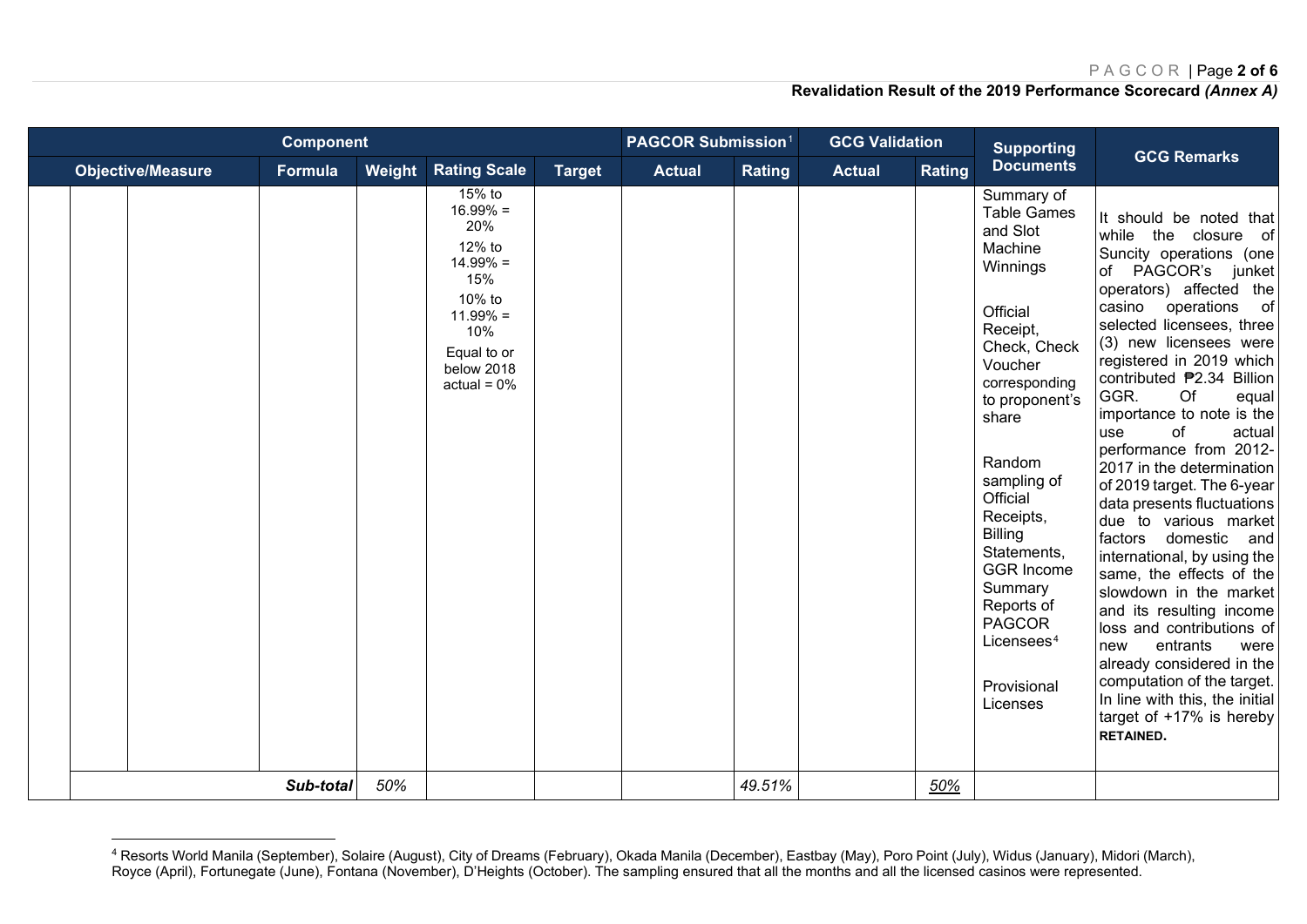**Revalidation Result of the 2019 Performance Scorecard *(Annex A)***

| Component | | | | | | PAGCOR Submission[1] | | GCG Validation | | Supporting Documents | GCG Remarks |
|---|---|---|---|---|---|---|---|---|---|---|---|
| Objective/Measure | | Formula | Weight | Rating Scale | Target | Actual | Rating | Actual | Rating | | |
| | | | | 15% to 16.99% = 20%<br>12% to 14.99% = 15%<br>10% to 11.99% = 10%<br>Equal to or below 2018 actual = 0% | | | | | | Summary of Table Games and Slot Machine Winnings<br><br>Official Receipt, Check, Check Voucher corresponding to proponent's share<br><br>Random sampling of Official Receipts, Billing Statements, GGR Income Summary Reports of PAGCOR Licensees[4]<br><br>Provisional Licenses | It should be noted that while the closure of Suncity operations (one of PAGCOR's junket operators) affected the casino operations of selected licensees, three (3) new licensees were registered in 2019 which contributed ₱2.34 Billion GGR. Of equal importance to note is the use of actual performance from 2012-2017 in the determination of 2019 target. The 6-year data presents fluctuations due to various market factors domestic and international, by using the same, the effects of the slowdown in the market and its resulting income loss and contributions of new entrants were already considered in the computation of the target. In line with this, the initial target of +17% is hereby **RETAINED.** |
| | | ***Sub-total*** | *50%* | | | | *49.51%* | | *<u>50%</u>* | | |

[4] Resorts World Manila (September), Solaire (August), City of Dreams (February), Okada Manila (December), Eastbay (May), Poro Point (July), Widus (January), Midori (March), Royce (April), Fortunegate (June), Fontana (November), D'Heights (October). The sampling ensured that all the months and all the licensed casinos were represented.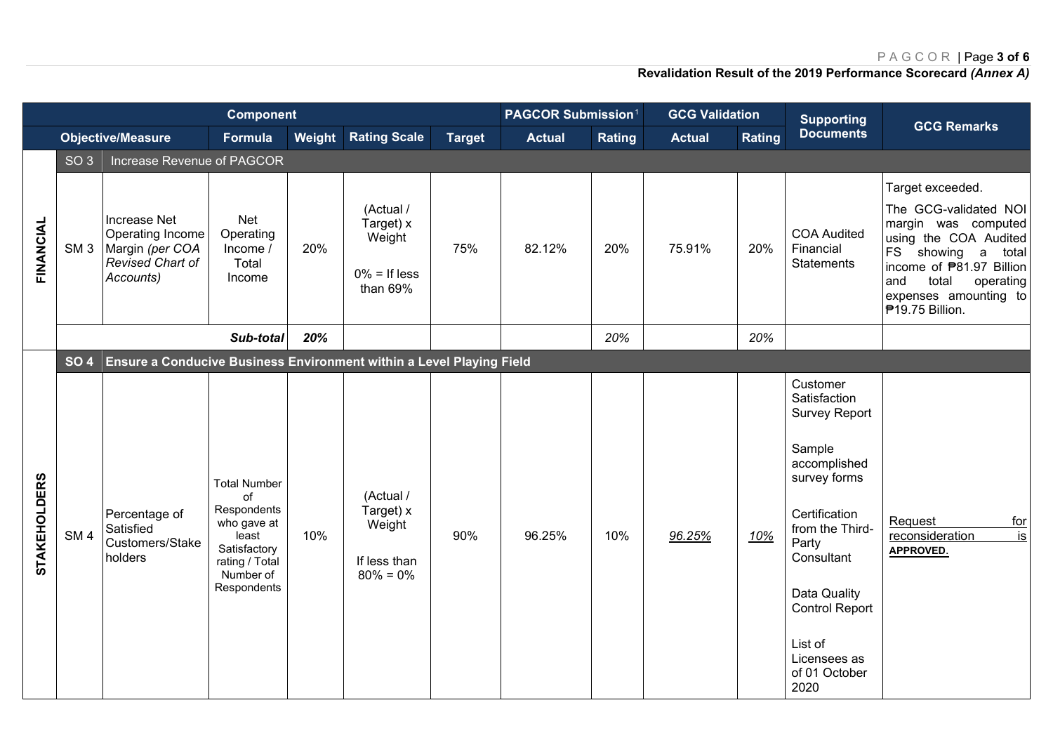**Revalidation Result of the 2019 Performance Scorecard *(Annex A)***

| | Component | | | | | | PAGCOR Submission[1] | | GCG Validation | | Supporting Documents | GCG Remarks |
|---|---|---|---|---|---|---|---|---|---|---|---|---|
| | Objective/Measure | | Formula | Weight | Rating Scale | Target | Actual | Rating | Actual | Rating | | |
| **FINANCIAL** | SO 3 | Increase Revenue of PAGCOR | | | | | | | | | | |
| | SM 3 | Increase Net Operating Income Margin *(per COA Revised Chart of Accounts)* | Net Operating Income / Total Income | 20% | (Actual / Target) x Weight<br><br>0% = If less than 69% | 75% | 82.12% | 20% | 75.91% | 20% | COA Audited Financial Statements | Target exceeded.<br><br>The GCG-validated NOI margin was computed using the COA Audited FS showing a total income of ₱81.97 Billion and total operating expenses amounting to ₱19.75 Billion. |
| | | | ***Sub-total*** | ***20%*** | | | | *20%* | | *20%* | | |
| **STAKEHOLDERS** | **SO 4** | **Ensure a Conducive Business Environment within a Level Playing Field** | | | | | | | | | | |
| | SM 4 | Percentage of Satisfied Customers/Stakeholders | Total Number of Respondents who gave at least Satisfactory rating / Total Number of Respondents | 10% | (Actual / Target) x Weight<br><br>If less than 80% = 0% | 90% | 96.25% | 10% | *96.25%* | *10%* | Customer Satisfaction Survey Report<br><br>Sample accomplished survey forms<br><br>Certification from the Third-Party Consultant<br><br>Data Quality Control Report<br><br>List of Licensees as of 01 October 2020 | Request for reconsideration is **APPROVED.** |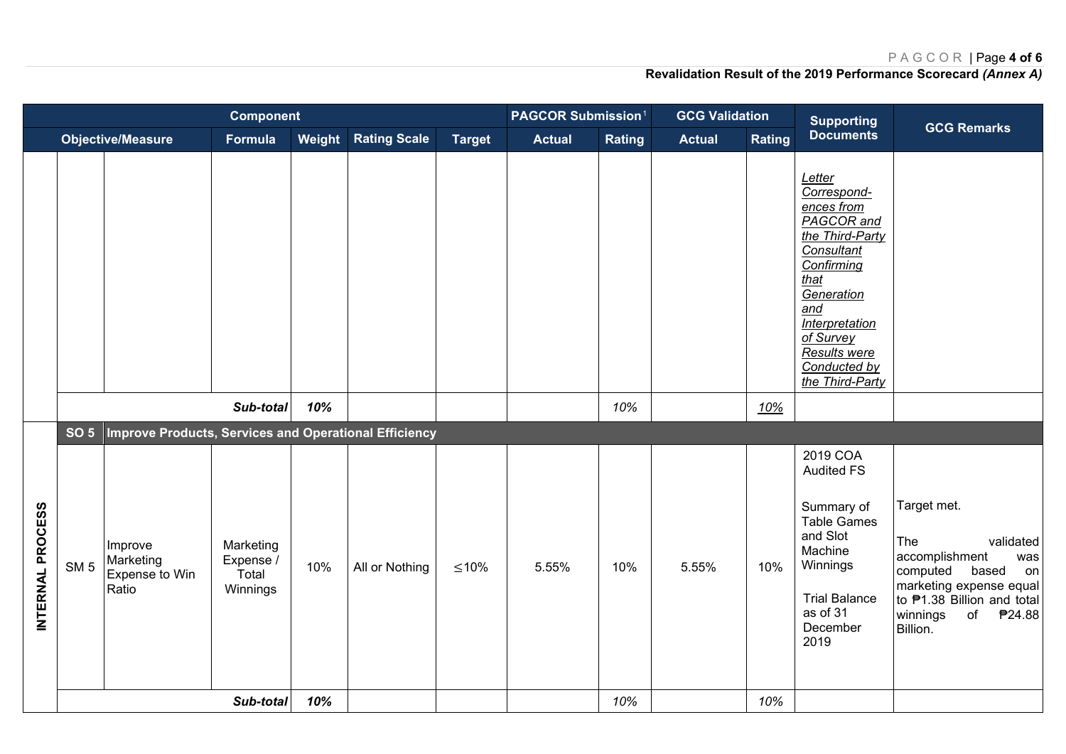**Revalidation Result of the 2019 Performance Scorecard *(Annex A)***

| Component | | | | | | | PAGCOR Submission[1] | | GCG Validation | | Supporting Documents | GCG Remarks |
|---|---|---|---|---|---|---|---|---|---|---|---|---|
| | Objective/Measure | | Formula | Weight | Rating Scale | Target | Actual | Rating | Actual | Rating | | |
| | | | | | | | | | | | *Letter Correspond-ences from PAGCOR and the Third-Party Consultant Confirming that Generation and Interpretation of Survey Results were Conducted by the Third-Party* | |
| | | | ***Sub-total*** | ***10%*** | | | | *10%* | | *10%* | | |
| **INTERNAL PROCESS** | **SO 5** | **Improve Products, Services and Operational Efficiency** | | | | | | | | | | |
| | SM 5 | Improve Marketing Expense to Win Ratio | Marketing Expense / Total Winnings | 10% | All or Nothing | ≤10% | 5.55% | 10% | 5.55% | 10% | 2019 COA Audited FS<br><br>Summary of Table Games and Slot Machine Winnings<br><br>Trial Balance as of 31 December 2019 | Target met.<br><br>The validated accomplishment was computed based on marketing expense equal to ₱1.38 Billion and total winnings of ₱24.88 Billion. |
| | | | ***Sub-total*** | ***10%*** | | | | *10%* | | *10%* | | |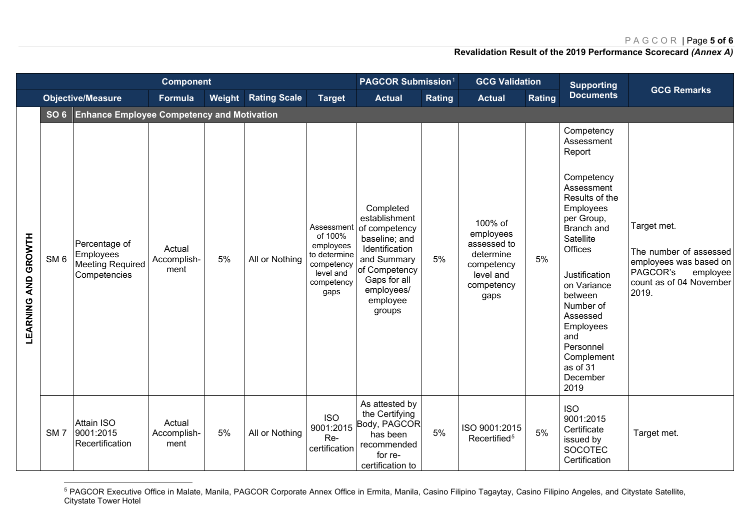**Revalidation Result of the 2019 Performance Scorecard *(Annex A)***

| Component | | | | | | PAGCOR Submission[1] | | GCG Validation | | Supporting Documents | GCG Remarks |
|---|---|---|---|---|---|---|---|---|---|---|---|
| Objective/Measure | | Formula | Weight | Rating Scale | Target | Actual | Rating | Actual | Rating | | |
| **SO 6** | **Enhance Employee Competency and Motivation** | | | | | | | | | | |
| SM 6 | Percentage of Employees Meeting Required Competencies | Actual Accomplish-ment | 5% | All or Nothing | Assessment of 100% employees to determine competency level and competency gaps | Completed establishment of competency baseline; and Identification and Summary of Competency Gaps for all employees/ employee groups | 5% | 100% of employees assessed to determine competency level and competency gaps | 5% | Competency Assessment Report<br><br>Competency Assessment Results of the Employees per Group, Branch and Satellite Offices<br><br>Justification on Variance between Number of Assessed Employees and Personnel Complement as of 31 December 2019 | Target met.<br><br>The number of assessed employees was based on PAGCOR's employee count as of 04 November 2019. |
| SM 7 | Attain ISO 9001:2015 Recertification | Actual Accomplish-ment | 5% | All or Nothing | ISO 9001:2015 Re-certification | As attested by the Certifying Body, PAGCOR has been recommended for re-certification to | 5% | ISO 9001:2015 Recertified[5] | 5% | ISO 9001:2015 Certificate issued by SOCOTEC Certification | Target met. |

*Perspective: LEARNING AND GROWTH*

[5] PAGCOR Executive Office in Malate, Manila, PAGCOR Corporate Annex Office in Ermita, Manila, Casino Filipino Tagaytay, Casino Filipino Angeles, and Citystate Satellite, Citystate Tower Hotel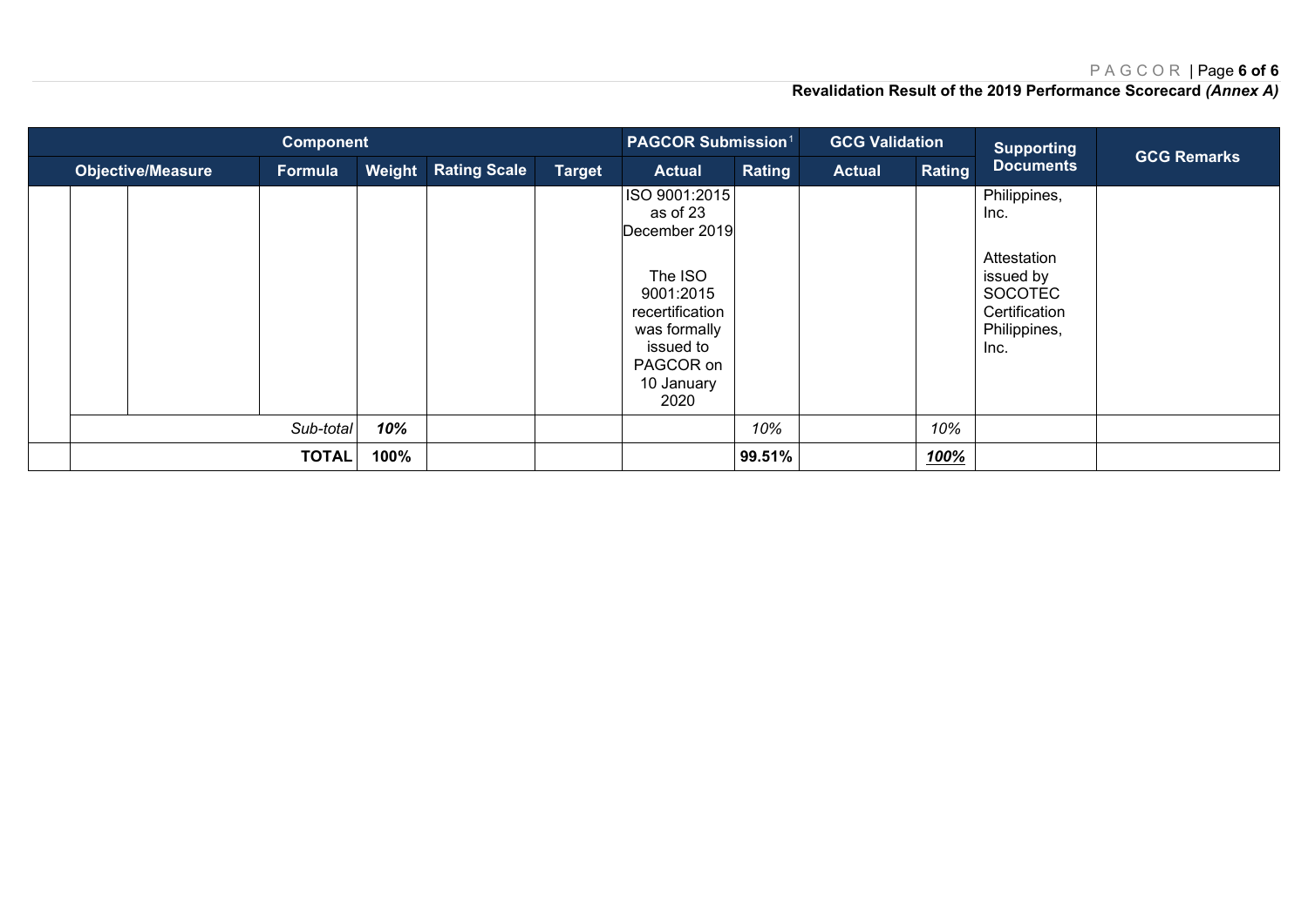**Revalidation Result of the 2019 Performance Scorecard *(Annex A)***

| Component | | | | | | | PAGCOR Submission[1] | | GCG Validation | | Supporting Documents | GCG Remarks |
|---|---|---|---|---|---|---|---|---|---|---|---|---|
| | Objective/Measure | | Formula | Weight | Rating Scale | Target | Actual | Rating | Actual | Rating | | |
| | | | | | | | ISO 9001:2015 as of 23 December 2019<br><br>The ISO 9001:2015 recertification was formally issued to PAGCOR on 10 January 2020 | | | | Philippines, Inc.<br><br>Attestation issued by SOCOTEC Certification Philippines, Inc. | |
| | | | *Sub-total* | ***10%*** | | | | *10%* | | *10%* | | |
| | | | **TOTAL** | **100%** | | | | **99.51%** | | ***<u>100%</u>*** | | |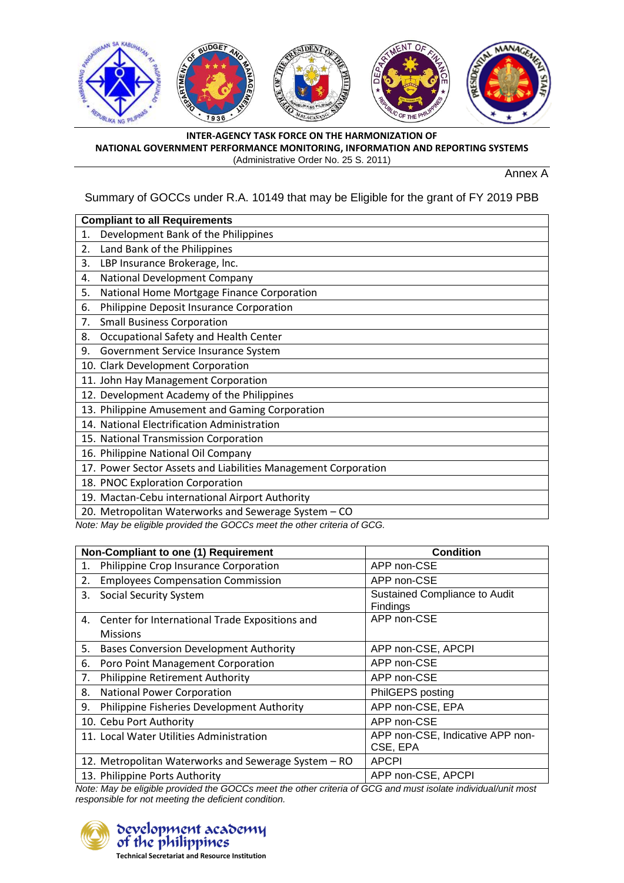**INTER-AGENCY TASK FORCE ON THE HARMONIZATION OF NATIONAL GOVERNMENT PERFORMANCE MONITORING, INFORMATION AND REPORTING SYSTEMS**
(Administrative Order No. 25 S. 2011)

Annex A

Summary of GOCCs under R.A. 10149 that may be Eligible for the grant of FY 2019 PBB

| **Compliant to all Requirements** |
|---|
| 1. Development Bank of the Philippines |
| 2. Land Bank of the Philippines |
| 3. LBP Insurance Brokerage, Inc. |
| 4. National Development Company |
| 5. National Home Mortgage Finance Corporation |
| 6. Philippine Deposit Insurance Corporation |
| 7. Small Business Corporation |
| 8. Occupational Safety and Health Center |
| 9. Government Service Insurance System |
| 10. Clark Development Corporation |
| 11. John Hay Management Corporation |
| 12. Development Academy of the Philippines |
| 13. Philippine Amusement and Gaming Corporation |
| 14. National Electrification Administration |
| 15. National Transmission Corporation |
| 16. Philippine National Oil Company |
| 17. Power Sector Assets and Liabilities Management Corporation |
| 18. PNOC Exploration Corporation |
| 19. Mactan-Cebu international Airport Authority |
| 20. Metropolitan Waterworks and Sewerage System – CO |

*Note: May be eligible provided the GOCCs meet the other criteria of GCG.*

| **Non-Compliant to one (1) Requirement** | **Condition** |
|---|---|
| 1. Philippine Crop Insurance Corporation | APP non-CSE |
| 2. Employees Compensation Commission | APP non-CSE |
| 3. Social Security System | Sustained Compliance to Audit Findings |
| 4. Center for International Trade Expositions and Missions | APP non-CSE |
| 5. Bases Conversion Development Authority | APP non-CSE, APCPI |
| 6. Poro Point Management Corporation | APP non-CSE |
| 7. Philippine Retirement Authority | APP non-CSE |
| 8. National Power Corporation | PhilGEPS posting |
| 9. Philippine Fisheries Development Authority | APP non-CSE, EPA |
| 10. Cebu Port Authority | APP non-CSE |
| 11. Local Water Utilities Administration | APP non-CSE, Indicative APP non-CSE, EPA |
| 12. Metropolitan Waterworks and Sewerage System – RO | APCPI |
| 13. Philippine Ports Authority | APP non-CSE, APCPI |

*Note: May be eligible provided the GOCCs meet the other criteria of GCG and must isolate individual/unit most responsible for not meeting the deficient condition.*

development academy of the philippines
**Technical Secretariat and Resource Institution**